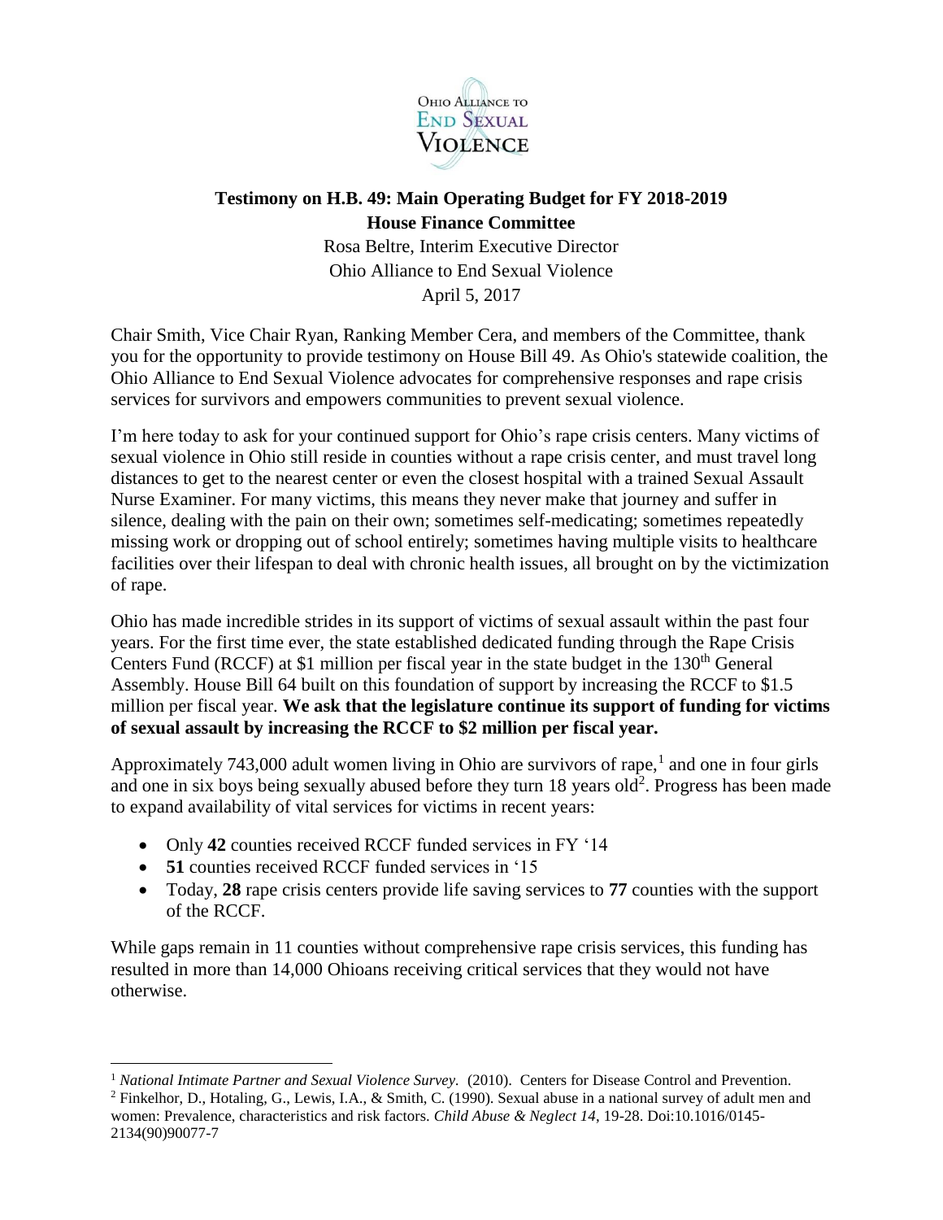Ohio Alliance to End Sexual Violence

**Testimony on H.B. 49: Main Operating Budget for FY 2018-2019**
**House Finance Committee**

Rosa Beltre, Interim Executive Director
Ohio Alliance to End Sexual Violence
April 5, 2017

Chair Smith, Vice Chair Ryan, Ranking Member Cera, and members of the Committee, thank you for the opportunity to provide testimony on House Bill 49. As Ohio's statewide coalition, the Ohio Alliance to End Sexual Violence advocates for comprehensive responses and rape crisis services for survivors and empowers communities to prevent sexual violence.

I'm here today to ask for your continued support for Ohio's rape crisis centers. Many victims of sexual violence in Ohio still reside in counties without a rape crisis center, and must travel long distances to get to the nearest center or even the closest hospital with a trained Sexual Assault Nurse Examiner. For many victims, this means they never make that journey and suffer in silence, dealing with the pain on their own; sometimes self-medicating; sometimes repeatedly missing work or dropping out of school entirely; sometimes having multiple visits to healthcare facilities over their lifespan to deal with chronic health issues, all brought on by the victimization of rape.

Ohio has made incredible strides in its support of victims of sexual assault within the past four years. For the first time ever, the state established dedicated funding through the Rape Crisis Centers Fund (RCCF) at $1 million per fiscal year in the state budget in the 130th General Assembly. House Bill 64 built on this foundation of support by increasing the RCCF to $1.5 million per fiscal year. **We ask that the legislature continue its support of funding for victims of sexual assault by increasing the RCCF to $2 million per fiscal year.**

Approximately 743,000 adult women living in Ohio are survivors of rape,[1] and one in four girls and one in six boys being sexually abused before they turn 18 years old[2]. Progress has been made to expand availability of vital services for victims in recent years:

- Only **42** counties received RCCF funded services in FY '14
- **51** counties received RCCF funded services in '15
- Today, **28** rape crisis centers provide life saving services to **77** counties with the support of the RCCF.

While gaps remain in 11 counties without comprehensive rape crisis services, this funding has resulted in more than 14,000 Ohioans receiving critical services that they would not have otherwise.

---

[1] *National Intimate Partner and Sexual Violence Survey*. (2010). Centers for Disease Control and Prevention.

[2] Finkelhor, D., Hotaling, G., Lewis, I.A., & Smith, C. (1990). Sexual abuse in a national survey of adult men and women: Prevalence, characteristics and risk factors. *Child Abuse & Neglect 14*, 19-28. Doi:10.1016/0145-2134(90)90077-7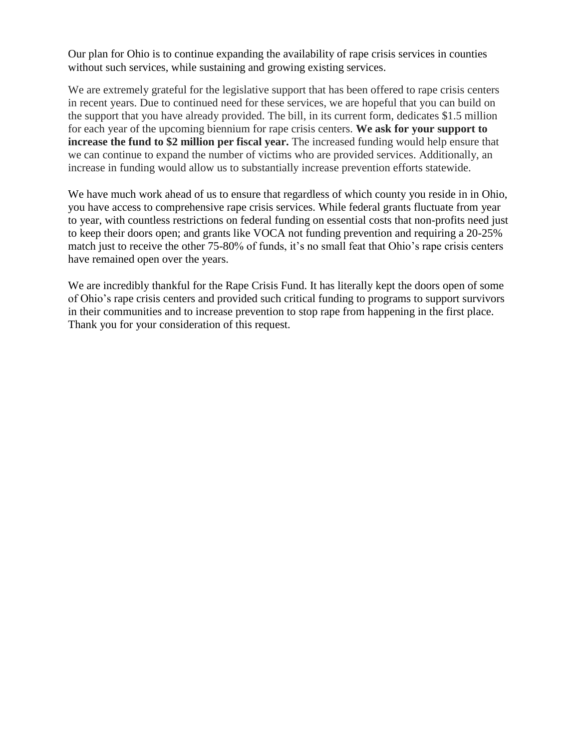Our plan for Ohio is to continue expanding the availability of rape crisis services in counties without such services, while sustaining and growing existing services.

We are extremely grateful for the legislative support that has been offered to rape crisis centers in recent years. Due to continued need for these services, we are hopeful that you can build on the support that you have already provided. The bill, in its current form, dedicates $1.5 million for each year of the upcoming biennium for rape crisis centers. **We ask for your support to increase the fund to $2 million per fiscal year.** The increased funding would help ensure that we can continue to expand the number of victims who are provided services. Additionally, an increase in funding would allow us to substantially increase prevention efforts statewide.

We have much work ahead of us to ensure that regardless of which county you reside in in Ohio, you have access to comprehensive rape crisis services. While federal grants fluctuate from year to year, with countless restrictions on federal funding on essential costs that non-profits need just to keep their doors open; and grants like VOCA not funding prevention and requiring a 20-25% match just to receive the other 75-80% of funds, it's no small feat that Ohio's rape crisis centers have remained open over the years.

We are incredibly thankful for the Rape Crisis Fund. It has literally kept the doors open of some of Ohio's rape crisis centers and provided such critical funding to programs to support survivors in their communities and to increase prevention to stop rape from happening in the first place. Thank you for your consideration of this request.